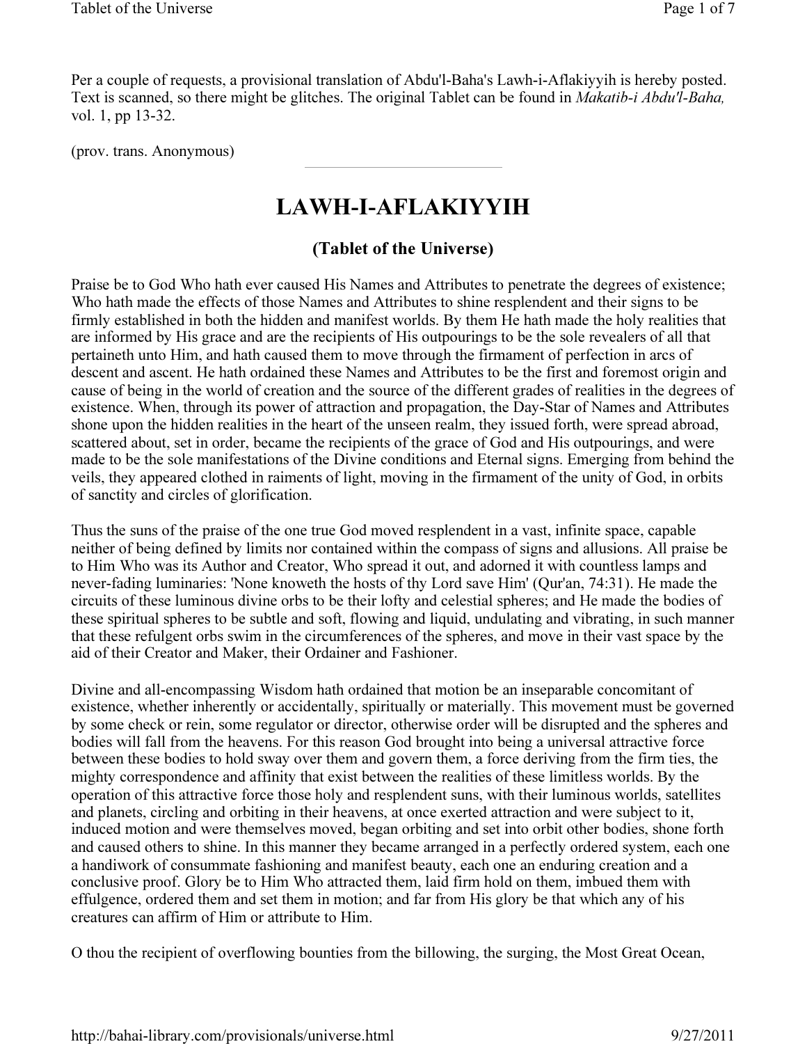Per a couple of requests, a provisional translation of Abdu'l-Baha's Lawh-i-Aflakiyyih is hereby posted. Text is scanned, so there might be glitches. The original Tablet can be found in *Makatib-i Abdu'l-Baha,* vol. 1, pp 13-32.

(prov. trans. Anonymous)

---

# LAWH-I-AFLAKIYYIH

## (Tablet of the Universe)

Praise be to God Who hath ever caused His Names and Attributes to penetrate the degrees of existence; Who hath made the effects of those Names and Attributes to shine resplendent and their signs to be firmly established in both the hidden and manifest worlds. By them He hath made the holy realities that are informed by His grace and are the recipients of His outpourings to be the sole revealers of all that pertaineth unto Him, and hath caused them to move through the firmament of perfection in arcs of descent and ascent. He hath ordained these Names and Attributes to be the first and foremost origin and cause of being in the world of creation and the source of the different grades of realities in the degrees of existence. When, through its power of attraction and propagation, the Day-Star of Names and Attributes shone upon the hidden realities in the heart of the unseen realm, they issued forth, were spread abroad, scattered about, set in order, became the recipients of the grace of God and His outpourings, and were made to be the sole manifestations of the Divine conditions and Eternal signs. Emerging from behind the veils, they appeared clothed in raiments of light, moving in the firmament of the unity of God, in orbits of sanctity and circles of glorification.

Thus the suns of the praise of the one true God moved resplendent in a vast, infinite space, capable neither of being defined by limits nor contained within the compass of signs and allusions. All praise be to Him Who was its Author and Creator, Who spread it out, and adorned it with countless lamps and never-fading luminaries: 'None knoweth the hosts of thy Lord save Him' (Qur'an, 74:31). He made the circuits of these luminous divine orbs to be their lofty and celestial spheres; and He made the bodies of these spiritual spheres to be subtle and soft, flowing and liquid, undulating and vibrating, in such manner that these refulgent orbs swim in the circumferences of the spheres, and move in their vast space by the aid of their Creator and Maker, their Ordainer and Fashioner.

Divine and all-encompassing Wisdom hath ordained that motion be an inseparable concomitant of existence, whether inherently or accidentally, spiritually or materially. This movement must be governed by some check or rein, some regulator or director, otherwise order will be disrupted and the spheres and bodies will fall from the heavens. For this reason God brought into being a universal attractive force between these bodies to hold sway over them and govern them, a force deriving from the firm ties, the mighty correspondence and affinity that exist between the realities of these limitless worlds. By the operation of this attractive force those holy and resplendent suns, with their luminous worlds, satellites and planets, circling and orbiting in their heavens, at once exerted attraction and were subject to it, induced motion and were themselves moved, began orbiting and set into orbit other bodies, shone forth and caused others to shine. In this manner they became arranged in a perfectly ordered system, each one a handiwork of consummate fashioning and manifest beauty, each one an enduring creation and a conclusive proof. Glory be to Him Who attracted them, laid firm hold on them, imbued them with effulgence, ordered them and set them in motion; and far from His glory be that which any of his creatures can affirm of Him or attribute to Him.

O thou the recipient of overflowing bounties from the billowing, the surging, the Most Great Ocean,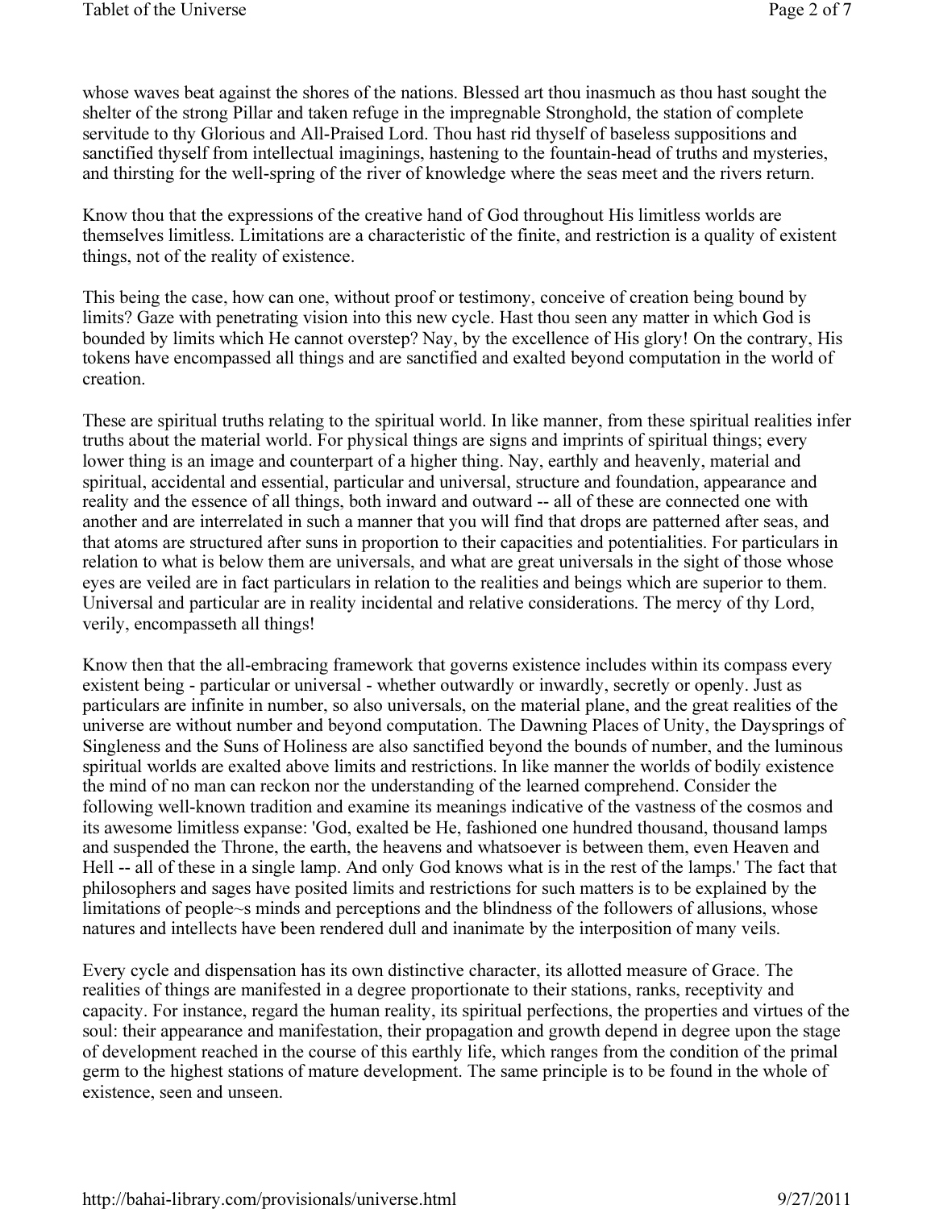whose waves beat against the shores of the nations. Blessed art thou inasmuch as thou hast sought the shelter of the strong Pillar and taken refuge in the impregnable Stronghold, the station of complete servitude to thy Glorious and All-Praised Lord. Thou hast rid thyself of baseless suppositions and sanctified thyself from intellectual imaginings, hastening to the fountain-head of truths and mysteries, and thirsting for the well-spring of the river of knowledge where the seas meet and the rivers return.

Know thou that the expressions of the creative hand of God throughout His limitless worlds are themselves limitless. Limitations are a characteristic of the finite, and restriction is a quality of existent things, not of the reality of existence.

This being the case, how can one, without proof or testimony, conceive of creation being bound by limits? Gaze with penetrating vision into this new cycle. Hast thou seen any matter in which God is bounded by limits which He cannot overstep? Nay, by the excellence of His glory! On the contrary, His tokens have encompassed all things and are sanctified and exalted beyond computation in the world of creation.

These are spiritual truths relating to the spiritual world. In like manner, from these spiritual realities infer truths about the material world. For physical things are signs and imprints of spiritual things; every lower thing is an image and counterpart of a higher thing. Nay, earthly and heavenly, material and spiritual, accidental and essential, particular and universal, structure and foundation, appearance and reality and the essence of all things, both inward and outward -- all of these are connected one with another and are interrelated in such a manner that you will find that drops are patterned after seas, and that atoms are structured after suns in proportion to their capacities and potentialities. For particulars in relation to what is below them are universals, and what are great universals in the sight of those whose eyes are veiled are in fact particulars in relation to the realities and beings which are superior to them. Universal and particular are in reality incidental and relative considerations. The mercy of thy Lord, verily, encompasseth all things!

Know then that the all-embracing framework that governs existence includes within its compass every existent being - particular or universal - whether outwardly or inwardly, secretly or openly. Just as particulars are infinite in number, so also universals, on the material plane, and the great realities of the universe are without number and beyond computation. The Dawning Places of Unity, the Daysprings of Singleness and the Suns of Holiness are also sanctified beyond the bounds of number, and the luminous spiritual worlds are exalted above limits and restrictions. In like manner the worlds of bodily existence the mind of no man can reckon nor the understanding of the learned comprehend. Consider the following well-known tradition and examine its meanings indicative of the vastness of the cosmos and its awesome limitless expanse: 'God, exalted be He, fashioned one hundred thousand, thousand lamps and suspended the Throne, the earth, the heavens and whatsoever is between them, even Heaven and Hell -- all of these in a single lamp. And only God knows what is in the rest of the lamps.' The fact that philosophers and sages have posited limits and restrictions for such matters is to be explained by the limitations of people~s minds and perceptions and the blindness of the followers of allusions, whose natures and intellects have been rendered dull and inanimate by the interposition of many veils.

Every cycle and dispensation has its own distinctive character, its allotted measure of Grace. The realities of things are manifested in a degree proportionate to their stations, ranks, receptivity and capacity. For instance, regard the human reality, its spiritual perfections, the properties and virtues of the soul: their appearance and manifestation, their propagation and growth depend in degree upon the stage of development reached in the course of this earthly life, which ranges from the condition of the primal germ to the highest stations of mature development. The same principle is to be found in the whole of existence, seen and unseen.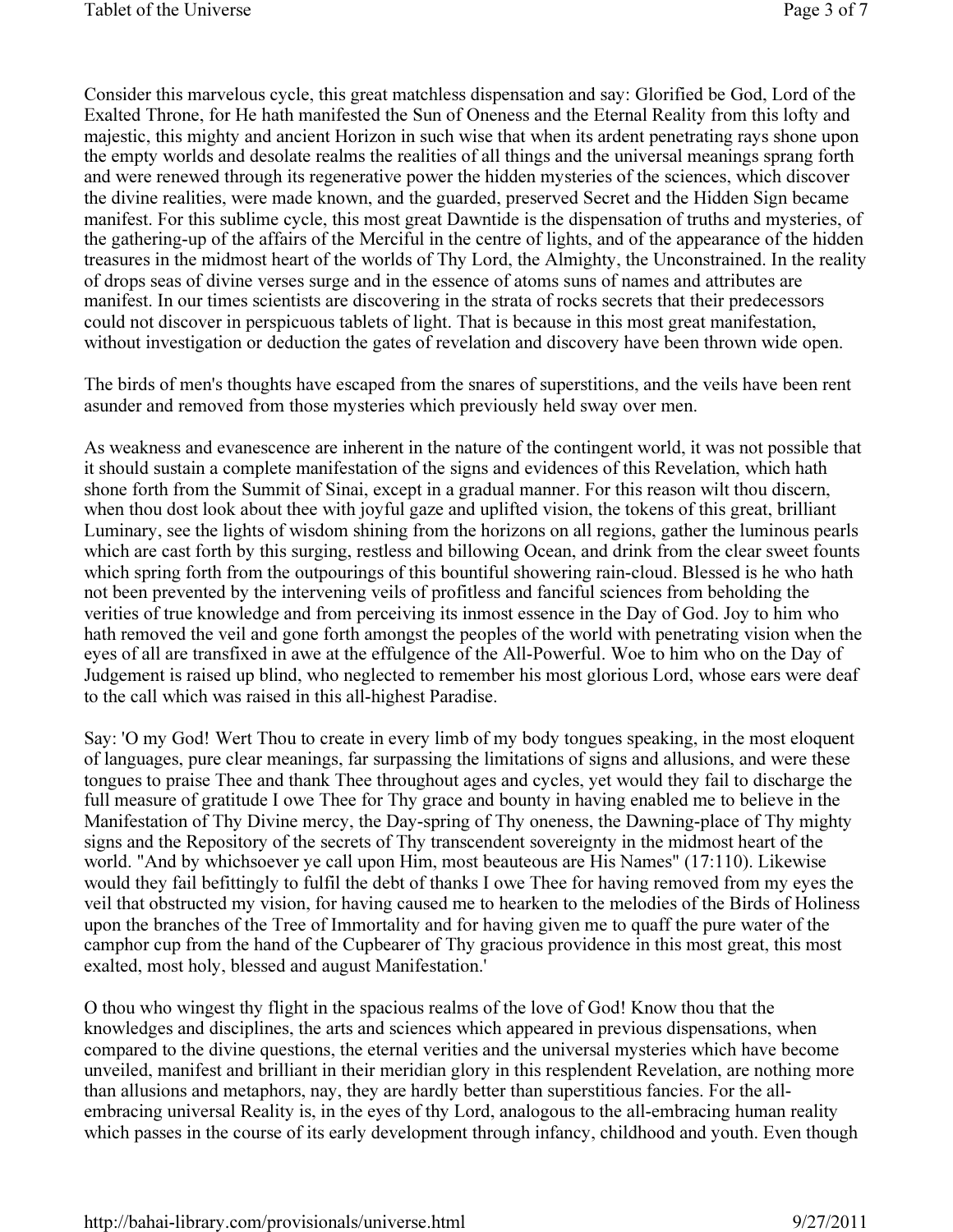Consider this marvelous cycle, this great matchless dispensation and say: Glorified be God, Lord of the Exalted Throne, for He hath manifested the Sun of Oneness and the Eternal Reality from this lofty and majestic, this mighty and ancient Horizon in such wise that when its ardent penetrating rays shone upon the empty worlds and desolate realms the realities of all things and the universal meanings sprang forth and were renewed through its regenerative power the hidden mysteries of the sciences, which discover the divine realities, were made known, and the guarded, preserved Secret and the Hidden Sign became manifest. For this sublime cycle, this most great Dawntide is the dispensation of truths and mysteries, of the gathering-up of the affairs of the Merciful in the centre of lights, and of the appearance of the hidden treasures in the midmost heart of the worlds of Thy Lord, the Almighty, the Unconstrained. In the reality of drops seas of divine verses surge and in the essence of atoms suns of names and attributes are manifest. In our times scientists are discovering in the strata of rocks secrets that their predecessors could not discover in perspicuous tablets of light. That is because in this most great manifestation, without investigation or deduction the gates of revelation and discovery have been thrown wide open.

The birds of men's thoughts have escaped from the snares of superstitions, and the veils have been rent asunder and removed from those mysteries which previously held sway over men.

As weakness and evanescence are inherent in the nature of the contingent world, it was not possible that it should sustain a complete manifestation of the signs and evidences of this Revelation, which hath shone forth from the Summit of Sinai, except in a gradual manner. For this reason wilt thou discern, when thou dost look about thee with joyful gaze and uplifted vision, the tokens of this great, brilliant Luminary, see the lights of wisdom shining from the horizons on all regions, gather the luminous pearls which are cast forth by this surging, restless and billowing Ocean, and drink from the clear sweet founts which spring forth from the outpourings of this bountiful showering rain-cloud. Blessed is he who hath not been prevented by the intervening veils of profitless and fanciful sciences from beholding the verities of true knowledge and from perceiving its inmost essence in the Day of God. Joy to him who hath removed the veil and gone forth amongst the peoples of the world with penetrating vision when the eyes of all are transfixed in awe at the effulgence of the All-Powerful. Woe to him who on the Day of Judgement is raised up blind, who neglected to remember his most glorious Lord, whose ears were deaf to the call which was raised in this all-highest Paradise.

Say: 'O my God! Wert Thou to create in every limb of my body tongues speaking, in the most eloquent of languages, pure clear meanings, far surpassing the limitations of signs and allusions, and were these tongues to praise Thee and thank Thee throughout ages and cycles, yet would they fail to discharge the full measure of gratitude I owe Thee for Thy grace and bounty in having enabled me to believe in the Manifestation of Thy Divine mercy, the Day-spring of Thy oneness, the Dawning-place of Thy mighty signs and the Repository of the secrets of Thy transcendent sovereignty in the midmost heart of the world. "And by whichsoever ye call upon Him, most beauteous are His Names" (17:110). Likewise would they fail befittingly to fulfil the debt of thanks I owe Thee for having removed from my eyes the veil that obstructed my vision, for having caused me to hearken to the melodies of the Birds of Holiness upon the branches of the Tree of Immortality and for having given me to quaff the pure water of the camphor cup from the hand of the Cupbearer of Thy gracious providence in this most great, this most exalted, most holy, blessed and august Manifestation.'

O thou who wingest thy flight in the spacious realms of the love of God! Know thou that the knowledges and disciplines, the arts and sciences which appeared in previous dispensations, when compared to the divine questions, the eternal verities and the universal mysteries which have become unveiled, manifest and brilliant in their meridian glory in this resplendent Revelation, are nothing more than allusions and metaphors, nay, they are hardly better than superstitious fancies. For the all-embracing universal Reality is, in the eyes of thy Lord, analogous to the all-embracing human reality which passes in the course of its early development through infancy, childhood and youth. Even though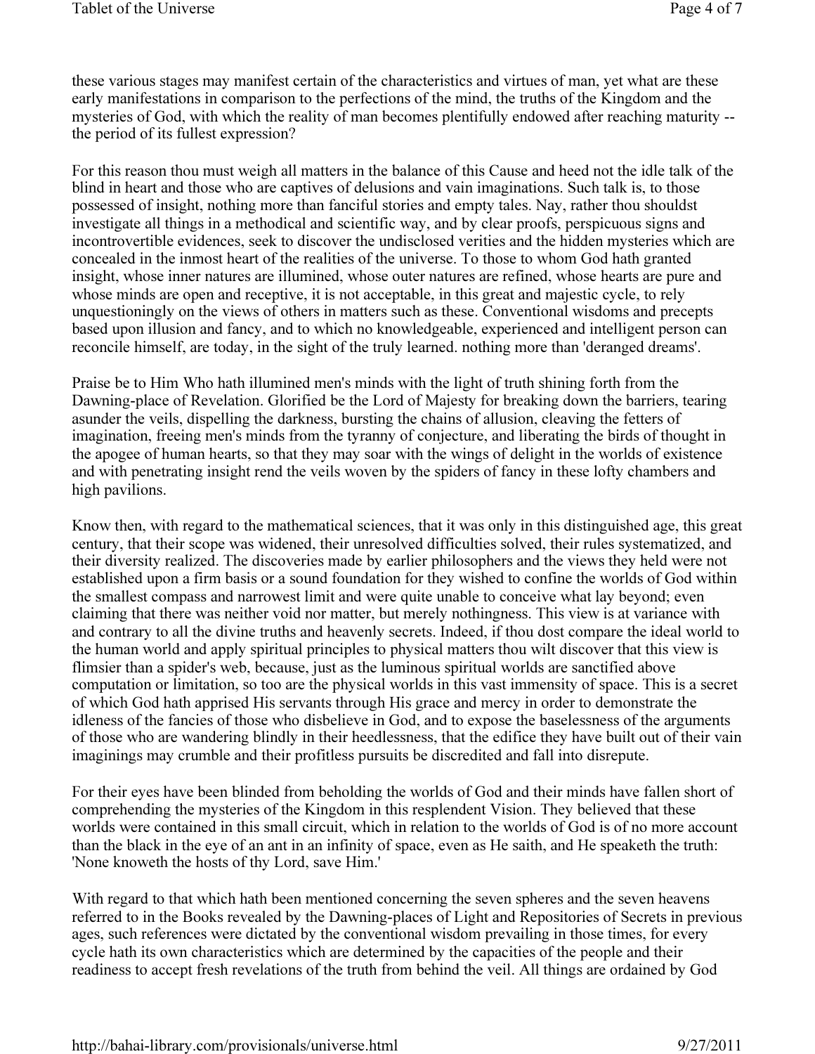these various stages may manifest certain of the characteristics and virtues of man, yet what are these early manifestations in comparison to the perfections of the mind, the truths of the Kingdom and the mysteries of God, with which the reality of man becomes plentifully endowed after reaching maturity -- the period of its fullest expression?

For this reason thou must weigh all matters in the balance of this Cause and heed not the idle talk of the blind in heart and those who are captives of delusions and vain imaginations. Such talk is, to those possessed of insight, nothing more than fanciful stories and empty tales. Nay, rather thou shouldst investigate all things in a methodical and scientific way, and by clear proofs, perspicuous signs and incontrovertible evidences, seek to discover the undisclosed verities and the hidden mysteries which are concealed in the inmost heart of the realities of the universe. To those to whom God hath granted insight, whose inner natures are illumined, whose outer natures are refined, whose hearts are pure and whose minds are open and receptive, it is not acceptable, in this great and majestic cycle, to rely unquestioningly on the views of others in matters such as these. Conventional wisdoms and precepts based upon illusion and fancy, and to which no knowledgeable, experienced and intelligent person can reconcile himself, are today, in the sight of the truly learned. nothing more than 'deranged dreams'.

Praise be to Him Who hath illumined men's minds with the light of truth shining forth from the Dawning-place of Revelation. Glorified be the Lord of Majesty for breaking down the barriers, tearing asunder the veils, dispelling the darkness, bursting the chains of allusion, cleaving the fetters of imagination, freeing men's minds from the tyranny of conjecture, and liberating the birds of thought in the apogee of human hearts, so that they may soar with the wings of delight in the worlds of existence and with penetrating insight rend the veils woven by the spiders of fancy in these lofty chambers and high pavilions.

Know then, with regard to the mathematical sciences, that it was only in this distinguished age, this great century, that their scope was widened, their unresolved difficulties solved, their rules systematized, and their diversity realized. The discoveries made by earlier philosophers and the views they held were not established upon a firm basis or a sound foundation for they wished to confine the worlds of God within the smallest compass and narrowest limit and were quite unable to conceive what lay beyond; even claiming that there was neither void nor matter, but merely nothingness. This view is at variance with and contrary to all the divine truths and heavenly secrets. Indeed, if thou dost compare the ideal world to the human world and apply spiritual principles to physical matters thou wilt discover that this view is flimsier than a spider's web, because, just as the luminous spiritual worlds are sanctified above computation or limitation, so too are the physical worlds in this vast immensity of space. This is a secret of which God hath apprised His servants through His grace and mercy in order to demonstrate the idleness of the fancies of those who disbelieve in God, and to expose the baselessness of the arguments of those who are wandering blindly in their heedlessness, that the edifice they have built out of their vain imaginings may crumble and their profitless pursuits be discredited and fall into disrepute.

For their eyes have been blinded from beholding the worlds of God and their minds have fallen short of comprehending the mysteries of the Kingdom in this resplendent Vision. They believed that these worlds were contained in this small circuit, which in relation to the worlds of God is of no more account than the black in the eye of an ant in an infinity of space, even as He saith, and He speaketh the truth: 'None knoweth the hosts of thy Lord, save Him.'

With regard to that which hath been mentioned concerning the seven spheres and the seven heavens referred to in the Books revealed by the Dawning-places of Light and Repositories of Secrets in previous ages, such references were dictated by the conventional wisdom prevailing in those times, for every cycle hath its own characteristics which are determined by the capacities of the people and their readiness to accept fresh revelations of the truth from behind the veil. All things are ordained by God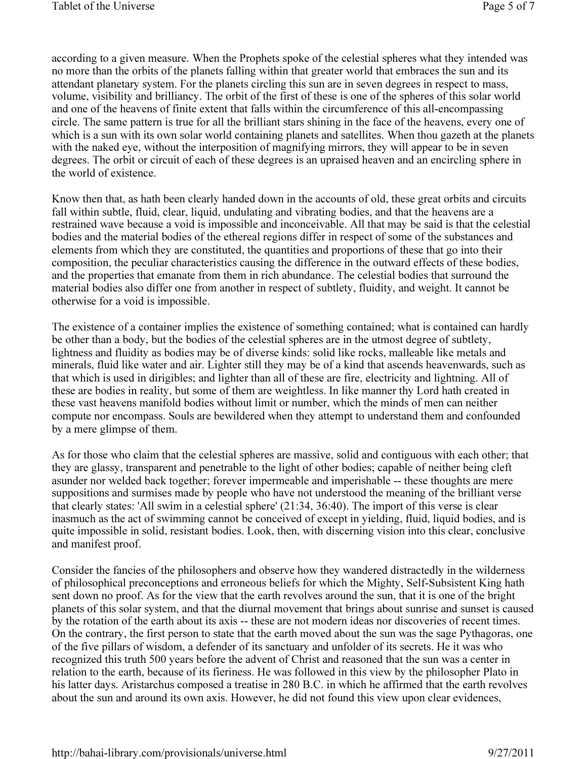according to a given measure. When the Prophets spoke of the celestial spheres what they intended was no more than the orbits of the planets falling within that greater world that embraces the sun and its attendant planetary system. For the planets circling this sun are in seven degrees in respect to mass, volume, visibility and brilliancy. The orbit of the first of these is one of the spheres of this solar world and one of the heavens of finite extent that falls within the circumference of this all-encompassing circle. The same pattern is true for all the brilliant stars shining in the face of the heavens, every one of which is a sun with its own solar world containing planets and satellites. When thou gazeth at the planets with the naked eye, without the interposition of magnifying mirrors, they will appear to be in seven degrees. The orbit or circuit of each of these degrees is an upraised heaven and an encircling sphere in the world of existence.

Know then that, as hath been clearly handed down in the accounts of old, these great orbits and circuits fall within subtle, fluid, clear, liquid, undulating and vibrating bodies, and that the heavens are a restrained wave because a void is impossible and inconceivable. All that may be said is that the celestial bodies and the material bodies of the ethereal regions differ in respect of some of the substances and elements from which they are constituted, the quantities and proportions of these that go into their composition, the peculiar characteristics causing the difference in the outward effects of these bodies, and the properties that emanate from them in rich abundance. The celestial bodies that surround the material bodies also differ one from another in respect of subtlety, fluidity, and weight. It cannot be otherwise for a void is impossible.

The existence of a container implies the existence of something contained; what is contained can hardly be other than a body, but the bodies of the celestial spheres are in the utmost degree of subtlety, lightness and fluidity as bodies may be of diverse kinds: solid like rocks, malleable like metals and minerals, fluid like water and air. Lighter still they may be of a kind that ascends heavenwards, such as that which is used in dirigibles; and lighter than all of these are fire, electricity and lightning. All of these are bodies in reality, but some of them are weightless. In like manner thy Lord hath created in these vast heavens manifold bodies without limit or number, which the minds of men can neither compute nor encompass. Souls are bewildered when they attempt to understand them and confounded by a mere glimpse of them.

As for those who claim that the celestial spheres are massive, solid and contiguous with each other; that they are glassy, transparent and penetrable to the light of other bodies; capable of neither being cleft asunder nor welded back together; forever impermeable and imperishable -- these thoughts are mere suppositions and surmises made by people who have not understood the meaning of the brilliant verse that clearly states: 'All swim in a celestial sphere' (21:34, 36:40). The import of this verse is clear inasmuch as the act of swimming cannot be conceived of except in yielding, fluid, liquid bodies, and is quite impossible in solid, resistant bodies. Look, then, with discerning vision into this clear, conclusive and manifest proof.

Consider the fancies of the philosophers and observe how they wandered distractedly in the wilderness of philosophical preconceptions and erroneous beliefs for which the Mighty, Self-Subsistent King hath sent down no proof. As for the view that the earth revolves around the sun, that it is one of the bright planets of this solar system, and that the diurnal movement that brings about sunrise and sunset is caused by the rotation of the earth about its axis -- these are not modern ideas nor discoveries of recent times. On the contrary, the first person to state that the earth moved about the sun was the sage Pythagoras, one of the five pillars of wisdom, a defender of its sanctuary and unfolder of its secrets. He it was who recognized this truth 500 years before the advent of Christ and reasoned that the sun was a center in relation to the earth, because of its fieriness. He was followed in this view by the philosopher Plato in his latter days. Aristarchus composed a treatise in 280 B.C. in which he affirmed that the earth revolves about the sun and around its own axis. However, he did not found this view upon clear evidences,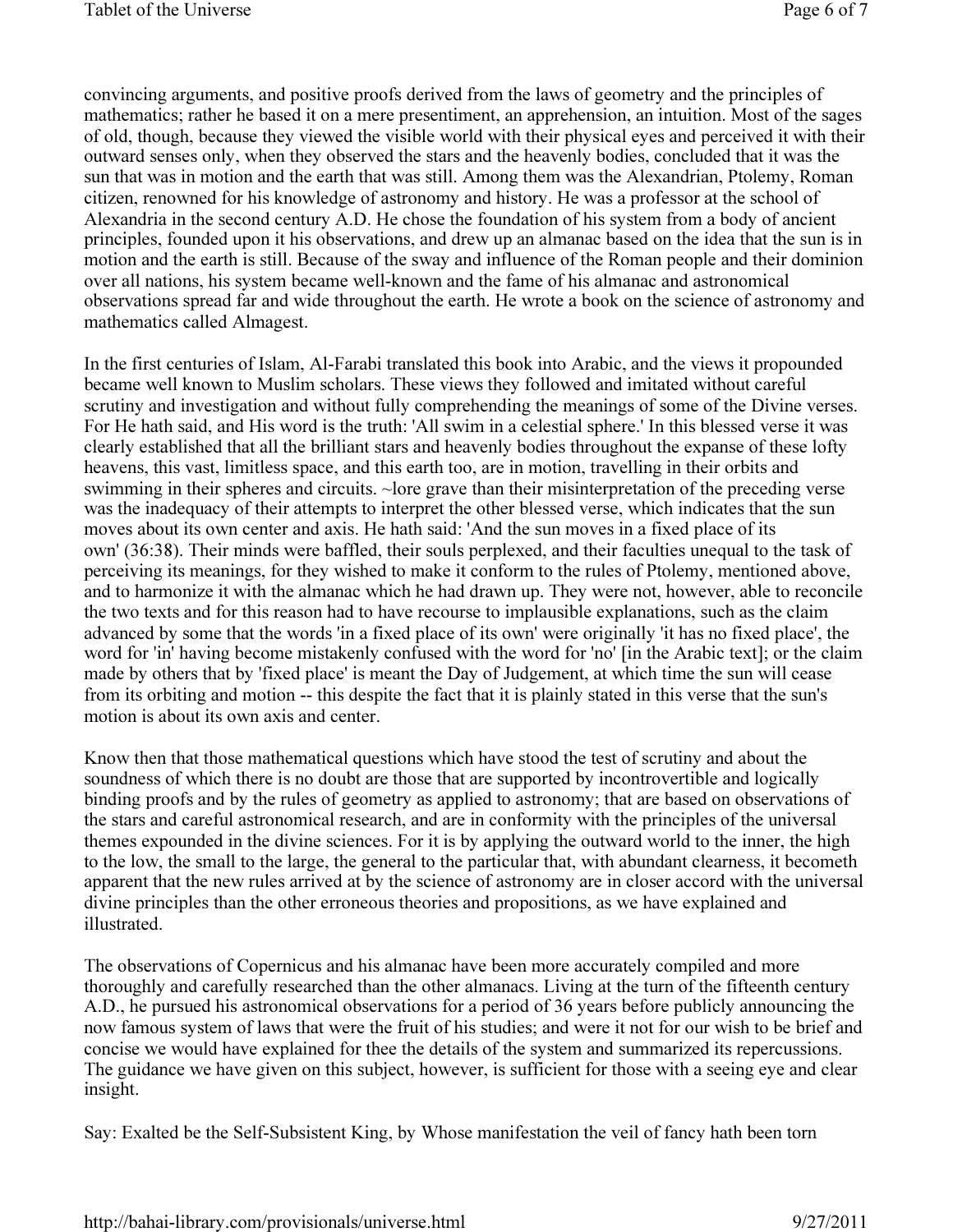convincing arguments, and positive proofs derived from the laws of geometry and the principles of mathematics; rather he based it on a mere presentiment, an apprehension, an intuition. Most of the sages of old, though, because they viewed the visible world with their physical eyes and perceived it with their outward senses only, when they observed the stars and the heavenly bodies, concluded that it was the sun that was in motion and the earth that was still. Among them was the Alexandrian, Ptolemy, Roman citizen, renowned for his knowledge of astronomy and history. He was a professor at the school of Alexandria in the second century A.D. He chose the foundation of his system from a body of ancient principles, founded upon it his observations, and drew up an almanac based on the idea that the sun is in motion and the earth is still. Because of the sway and influence of the Roman people and their dominion over all nations, his system became well-known and the fame of his almanac and astronomical observations spread far and wide throughout the earth. He wrote a book on the science of astronomy and mathematics called Almagest.

In the first centuries of Islam, Al-Farabi translated this book into Arabic, and the views it propounded became well known to Muslim scholars. These views they followed and imitated without careful scrutiny and investigation and without fully comprehending the meanings of some of the Divine verses. For He hath said, and His word is the truth: 'All swim in a celestial sphere.' In this blessed verse it was clearly established that all the brilliant stars and heavenly bodies throughout the expanse of these lofty heavens, this vast, limitless space, and this earth too, are in motion, travelling in their orbits and swimming in their spheres and circuits. ~lore grave than their misinterpretation of the preceding verse was the inadequacy of their attempts to interpret the other blessed verse, which indicates that the sun moves about its own center and axis. He hath said: 'And the sun moves in a fixed place of its own' (36:38). Their minds were baffled, their souls perplexed, and their faculties unequal to the task of perceiving its meanings, for they wished to make it conform to the rules of Ptolemy, mentioned above, and to harmonize it with the almanac which he had drawn up. They were not, however, able to reconcile the two texts and for this reason had to have recourse to implausible explanations, such as the claim advanced by some that the words 'in a fixed place of its own' were originally 'it has no fixed place', the word for 'in' having become mistakenly confused with the word for 'no' [in the Arabic text]; or the claim made by others that by 'fixed place' is meant the Day of Judgement, at which time the sun will cease from its orbiting and motion -- this despite the fact that it is plainly stated in this verse that the sun's motion is about its own axis and center.

Know then that those mathematical questions which have stood the test of scrutiny and about the soundness of which there is no doubt are those that are supported by incontrovertible and logically binding proofs and by the rules of geometry as applied to astronomy; that are based on observations of the stars and careful astronomical research, and are in conformity with the principles of the universal themes expounded in the divine sciences. For it is by applying the outward world to the inner, the high to the low, the small to the large, the general to the particular that, with abundant clearness, it becometh apparent that the new rules arrived at by the science of astronomy are in closer accord with the universal divine principles than the other erroneous theories and propositions, as we have explained and illustrated.

The observations of Copernicus and his almanac have been more accurately compiled and more thoroughly and carefully researched than the other almanacs. Living at the turn of the fifteenth century A.D., he pursued his astronomical observations for a period of 36 years before publicly announcing the now famous system of laws that were the fruit of his studies; and were it not for our wish to be brief and concise we would have explained for thee the details of the system and summarized its repercussions. The guidance we have given on this subject, however, is sufficient for those with a seeing eye and clear insight.

Say: Exalted be the Self-Subsistent King, by Whose manifestation the veil of fancy hath been torn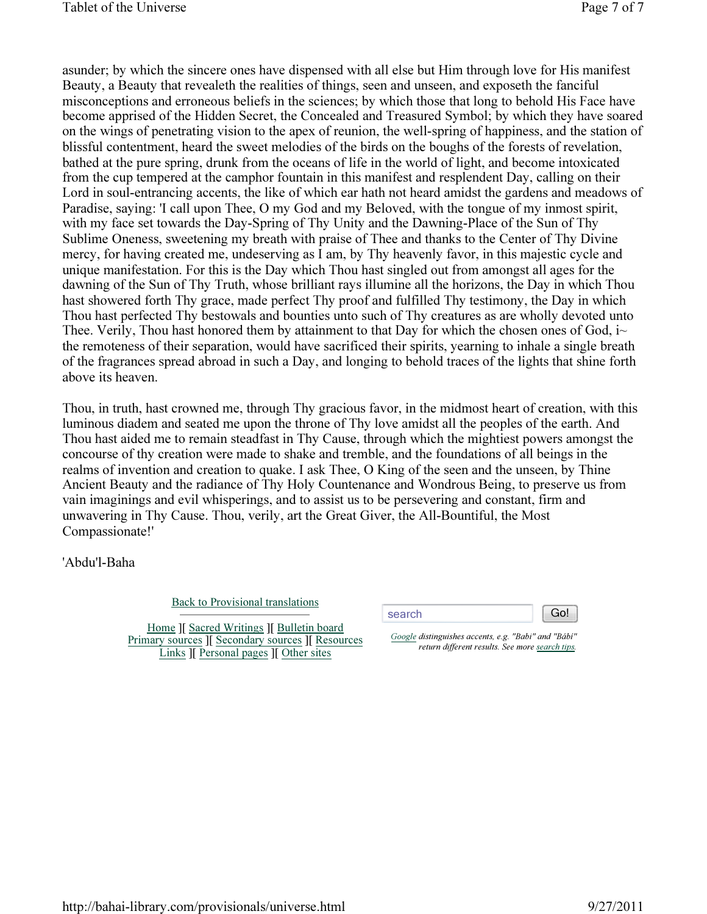asunder; by which the sincere ones have dispensed with all else but Him through love for His manifest Beauty, a Beauty that revealeth the realities of things, seen and unseen, and exposeth the fanciful misconceptions and erroneous beliefs in the sciences; by which those that long to behold His Face have become apprised of the Hidden Secret, the Concealed and Treasured Symbol; by which they have soared on the wings of penetrating vision to the apex of reunion, the well-spring of happiness, and the station of blissful contentment, heard the sweet melodies of the birds on the boughs of the forests of revelation, bathed at the pure spring, drunk from the oceans of life in the world of light, and become intoxicated from the cup tempered at the camphor fountain in this manifest and resplendent Day, calling on their Lord in soul-entrancing accents, the like of which ear hath not heard amidst the gardens and meadows of Paradise, saying: 'I call upon Thee, O my God and my Beloved, with the tongue of my inmost spirit, with my face set towards the Day-Spring of Thy Unity and the Dawning-Place of the Sun of Thy Sublime Oneness, sweetening my breath with praise of Thee and thanks to the Center of Thy Divine mercy, for having created me, undeserving as I am, by Thy heavenly favor, in this majestic cycle and unique manifestation. For this is the Day which Thou hast singled out from amongst all ages for the dawning of the Sun of Thy Truth, whose brilliant rays illumine all the horizons, the Day in which Thou hast showered forth Thy grace, made perfect Thy proof and fulfilled Thy testimony, the Day in which Thou hast perfected Thy bestowals and bounties unto such of Thy creatures as are wholly devoted unto Thee. Verily, Thou hast honored them by attainment to that Day for which the chosen ones of God, i~ the remoteness of their separation, would have sacrificed their spirits, yearning to inhale a single breath of the fragrances spread abroad in such a Day, and longing to behold traces of the lights that shine forth above its heaven.

Thou, in truth, hast crowned me, through Thy gracious favor, in the midmost heart of creation, with this luminous diadem and seated me upon the throne of Thy love amidst all the peoples of the earth. And Thou hast aided me to remain steadfast in Thy Cause, through which the mightiest powers amongst the concourse of thy creation were made to shake and tremble, and the foundations of all beings in the realms of invention and creation to quake. I ask Thee, O King of the seen and the unseen, by Thine Ancient Beauty and the radiance of Thy Holy Countenance and Wondrous Being, to preserve us from vain imaginings and evil whisperings, and to assist us to be persevering and constant, firm and unwavering in Thy Cause. Thou, verily, art the Great Giver, the All-Bountiful, the Most Compassionate!'

'Abdu'l-Baha

Back to Provisional translations

Home ][ Sacred Writings ][ Bulletin board
Primary sources ][ Secondary sources ][ Resources
Links ][ Personal pages ][ Other sites

search Go!

*Google distinguishes accents, e.g. "Babi" and "Bábí" return different results. See more search tips.*